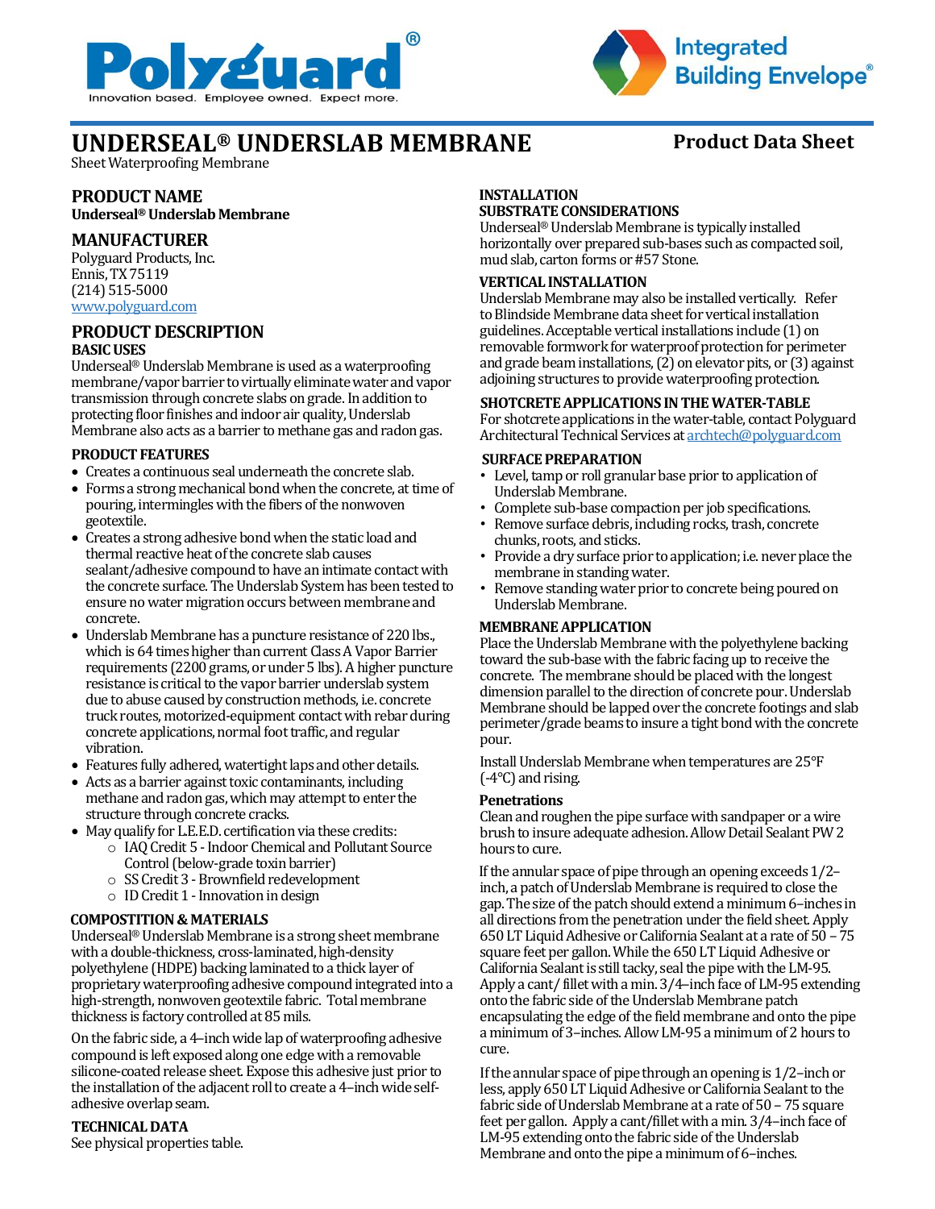# UNDERSEAL® UNDERSLAB MEMBRANE

**Product Data Sheet**

Sheet Waterproofing Membrane

## PRODUCT NAME

**Underseal® Underslab Membrane**

## MANUFACTURER

Polyguard Products, Inc.
Ennis, TX 75119
(214) 515-5000
www.polyguard.com

## PRODUCT DESCRIPTION

### BASIC USES

Underseal® Underslab Membrane is used as a waterproofing membrane/vapor barrier to virtually eliminate water and vapor transmission through concrete slabs on grade. In addition to protecting floor finishes and indoor air quality, Underslab Membrane also acts as a barrier to methane gas and radon gas.

### PRODUCT FEATURES

- Creates a continuous seal underneath the concrete slab.
- Forms a strong mechanical bond when the concrete, at time of pouring, intermingles with the fibers of the nonwoven geotextile.
- Creates a strong adhesive bond when the static load and thermal reactive heat of the concrete slab causes sealant/adhesive compound to have an intimate contact with the concrete surface. The Underslab System has been tested to ensure no water migration occurs between membrane and concrete.
- Underslab Membrane has a puncture resistance of 220 lbs., which is 64 times higher than current Class A Vapor Barrier requirements (2200 grams, or under 5 lbs). A higher puncture resistance is critical to the vapor barrier underslab system due to abuse caused by construction methods, i.e. concrete truck routes, motorized-equipment contact with rebar during concrete applications, normal foot traffic, and regular vibration.
- Features fully adhered, watertight laps and other details.
- Acts as a barrier against toxic contaminants, including methane and radon gas, which may attempt to enter the structure through concrete cracks.
- May qualify for L.E.E.D. certification via these credits:
  - IAQ Credit 5 - Indoor Chemical and Pollutant Source Control (below-grade toxin barrier)
  - SS Credit 3 - Brownfield redevelopment
  - ID Credit 1 - Innovation in design

### COMPOSTITION & MATERIALS

Underseal® Underslab Membrane is a strong sheet membrane with a double-thickness, cross-laminated, high-density polyethylene (HDPE) backing laminated to a thick layer of proprietary waterproofing adhesive compound integrated into a high-strength, nonwoven geotextile fabric. Total membrane thickness is factory controlled at 85 mils.

On the fabric side, a 4–inch wide lap of waterproofing adhesive compound is left exposed along one edge with a removable silicone-coated release sheet. Expose this adhesive just prior to the installation of the adjacent roll to create a 4–inch wide self-adhesive overlap seam.

### TECHNICAL DATA

See physical properties table.

## INSTALLATION

### SUBSTRATE CONSIDERATIONS

Underseal® Underslab Membrane is typically installed horizontally over prepared sub-bases such as compacted soil, mud slab, carton forms or #57 Stone.

### VERTICAL INSTALLATION

Underslab Membrane may also be installed vertically. Refer to Blindside Membrane data sheet for vertical installation guidelines. Acceptable vertical installations include (1) on removable formwork for waterproof protection for perimeter and grade beam installations, (2) on elevator pits, or (3) against adjoining structures to provide waterproofing protection.

### SHOTCRETE APPLICATIONS IN THE WATER-TABLE

For shotcrete applications in the water-table, contact Polyguard Architectural Technical Services at archtech@polyguard.com

### SURFACE PREPARATION

- Level, tamp or roll granular base prior to application of Underslab Membrane.
- Complete sub-base compaction per job specifications.
- Remove surface debris, including rocks, trash, concrete chunks, roots, and sticks.
- Provide a dry surface prior to application; i.e. never place the membrane in standing water.
- Remove standing water prior to concrete being poured on Underslab Membrane.

### MEMBRANE APPLICATION

Place the Underslab Membrane with the polyethylene backing toward the sub-base with the fabric facing up to receive the concrete. The membrane should be placed with the longest dimension parallel to the direction of concrete pour. Underslab Membrane should be lapped over the concrete footings and slab perimeter/grade beams to insure a tight bond with the concrete pour.

Install Underslab Membrane when temperatures are 25°F (-4°C) and rising.

#### Penetrations

Clean and roughen the pipe surface with sandpaper or a wire brush to insure adequate adhesion. Allow Detail Sealant PW 2 hours to cure.

If the annular space of pipe through an opening exceeds 1/2–inch, a patch of Underslab Membrane is required to close the gap. The size of the patch should extend a minimum 6–inches in all directions from the penetration under the field sheet. Apply 650 LT Liquid Adhesive or California Sealant at a rate of 50 – 75 square feet per gallon. While the 650 LT Liquid Adhesive or California Sealant is still tacky, seal the pipe with the LM-95. Apply a cant/ fillet with a min. 3/4–inch face of LM-95 extending onto the fabric side of the Underslab Membrane patch encapsulating the edge of the field membrane and onto the pipe a minimum of 3–inches. Allow LM-95 a minimum of 2 hours to cure.

If the annular space of pipe through an opening is 1/2–inch or less, apply 650 LT Liquid Adhesive or California Sealant to the fabric side of Underslab Membrane at a rate of 50 – 75 square feet per gallon. Apply a cant/fillet with a min. 3/4–inch face of LM-95 extending onto the fabric side of the Underslab Membrane and onto the pipe a minimum of 6–inches.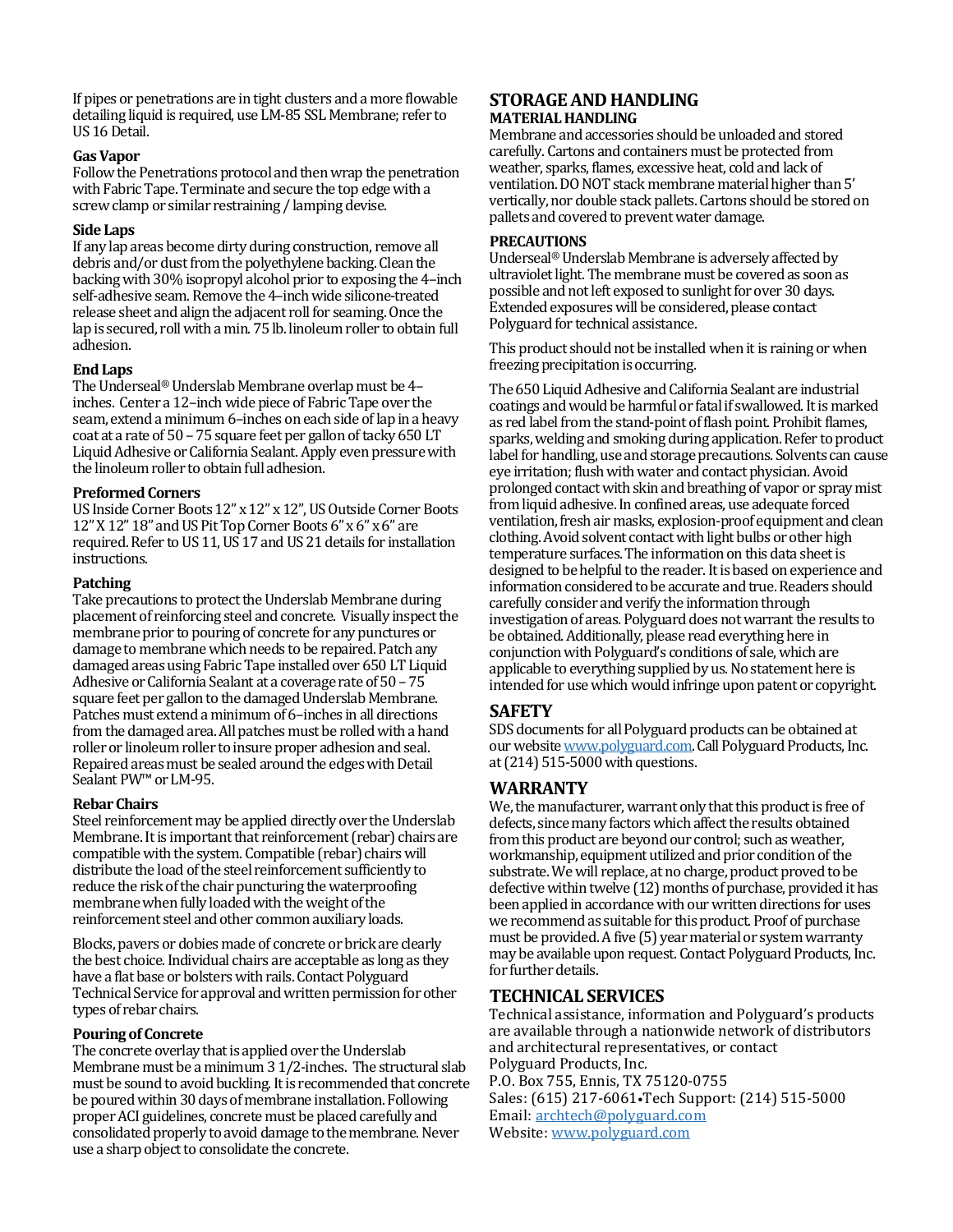If pipes or penetrations are in tight clusters and a more flowable detailing liquid is required, use LM-85 SSL Membrane; refer to US 16 Detail.

#### Gas Vapor

Follow the Penetrations protocol and then wrap the penetration with Fabric Tape. Terminate and secure the top edge with a screw clamp or similar restraining / lamping devise.

#### Side Laps

If any lap areas become dirty during construction, remove all debris and/or dust from the polyethylene backing. Clean the backing with 30% isopropyl alcohol prior to exposing the 4–inch self-adhesive seam. Remove the 4–inch wide silicone-treated release sheet and align the adjacent roll for seaming. Once the lap is secured, roll with a min. 75 lb. linoleum roller to obtain full adhesion.

#### End Laps

The Underseal® Underslab Membrane overlap must be 4–inches. Center a 12–inch wide piece of Fabric Tape over the seam, extend a minimum 6–inches on each side of lap in a heavy coat at a rate of 50 – 75 square feet per gallon of tacky 650 LT Liquid Adhesive or California Sealant. Apply even pressure with the linoleum roller to obtain full adhesion.

#### Preformed Corners

US Inside Corner Boots 12" x 12" x 12", US Outside Corner Boots 12" X 12" 18" and US Pit Top Corner Boots 6" x 6" x 6" are required. Refer to US 11, US 17 and US 21 details for installation instructions.

#### Patching

Take precautions to protect the Underslab Membrane during placement of reinforcing steel and concrete. Visually inspect the membrane prior to pouring of concrete for any punctures or damage to membrane which needs to be repaired. Patch any damaged areas using Fabric Tape installed over 650 LT Liquid Adhesive or California Sealant at a coverage rate of 50 – 75 square feet per gallon to the damaged Underslab Membrane. Patches must extend a minimum of 6–inches in all directions from the damaged area. All patches must be rolled with a hand roller or linoleum roller to insure proper adhesion and seal. Repaired areas must be sealed around the edges with Detail Sealant PW™ or LM-95.

#### Rebar Chairs

Steel reinforcement may be applied directly over the Underslab Membrane. It is important that reinforcement (rebar) chairs are compatible with the system. Compatible (rebar) chairs will distribute the load of the steel reinforcement sufficiently to reduce the risk of the chair puncturing the waterproofing membrane when fully loaded with the weight of the reinforcement steel and other common auxiliary loads.

Blocks, pavers or dobies made of concrete or brick are clearly the best choice. Individual chairs are acceptable as long as they have a flat base or bolsters with rails. Contact Polyguard Technical Service for approval and written permission for other types of rebar chairs.

#### Pouring of Concrete

The concrete overlay that is applied over the Underslab Membrane must be a minimum 3 1/2-inches. The structural slab must be sound to avoid buckling. It is recommended that concrete be poured within 30 days of membrane installation. Following proper ACI guidelines, concrete must be placed carefully and consolidated properly to avoid damage to the membrane. Never use a sharp object to consolidate the concrete.

## STORAGE AND HANDLING

#### MATERIAL HANDLING

Membrane and accessories should be unloaded and stored carefully. Cartons and containers must be protected from weather, sparks, flames, excessive heat, cold and lack of ventilation. DO NOT stack membrane material higher than 5' vertically, nor double stack pallets. Cartons should be stored on pallets and covered to prevent water damage.

#### PRECAUTIONS

Underseal® Underslab Membrane is adversely affected by ultraviolet light. The membrane must be covered as soon as possible and not left exposed to sunlight for over 30 days. Extended exposures will be considered, please contact Polyguard for technical assistance.

This product should not be installed when it is raining or when freezing precipitation is occurring.

The 650 Liquid Adhesive and California Sealant are industrial coatings and would be harmful or fatal if swallowed. It is marked as red label from the stand-point of flash point. Prohibit flames, sparks, welding and smoking during application. Refer to product label for handling, use and storage precautions. Solvents can cause eye irritation; flush with water and contact physician. Avoid prolonged contact with skin and breathing of vapor or spray mist from liquid adhesive. In confined areas, use adequate forced ventilation, fresh air masks, explosion-proof equipment and clean clothing. Avoid solvent contact with light bulbs or other high temperature surfaces. The information on this data sheet is designed to be helpful to the reader. It is based on experience and information considered to be accurate and true. Readers should carefully consider and verify the information through investigation of areas. Polyguard does not warrant the results to be obtained. Additionally, please read everything here in conjunction with Polyguard's conditions of sale, which are applicable to everything supplied by us. No statement here is intended for use which would infringe upon patent or copyright.

## SAFETY

SDS documents for all Polyguard products can be obtained at our website www.polyguard.com. Call Polyguard Products, Inc. at (214) 515-5000 with questions.

## WARRANTY

We, the manufacturer, warrant only that this product is free of defects, since many factors which affect the results obtained from this product are beyond our control; such as weather, workmanship, equipment utilized and prior condition of the substrate. We will replace, at no charge, product proved to be defective within twelve (12) months of purchase, provided it has been applied in accordance with our written directions for uses we recommend as suitable for this product. Proof of purchase must be provided. A five (5) year material or system warranty may be available upon request. Contact Polyguard Products, Inc. for further details.

## TECHNICAL SERVICES

Technical assistance, information and Polyguard's products are available through a nationwide network of distributors and architectural representatives, or contact
Polyguard Products, Inc.
P.O. Box 755, Ennis, TX 75120-0755
Sales: (615) 217-6061•Tech Support: (214) 515-5000
Email: archtech@polyguard.com
Website: www.polyguard.com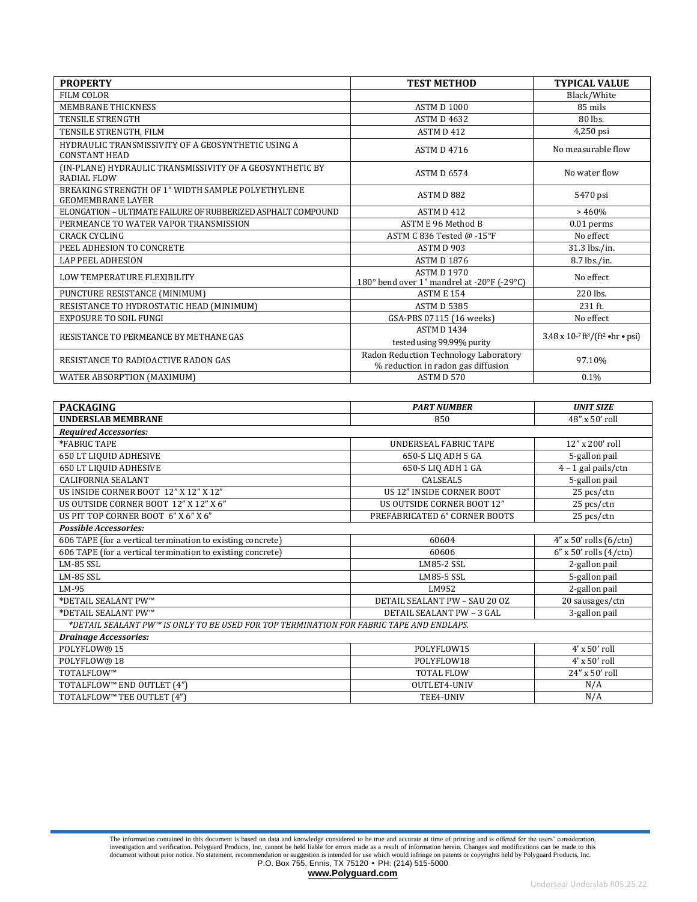| PROPERTY | TEST METHOD | TYPICAL VALUE |
|---|---|---|
| FILM COLOR | | Black/White |
| MEMBRANE THICKNESS | ASTM D 1000 | 85 mils |
| TENSILE STRENGTH | ASTM D 4632 | 80 lbs. |
| TENSILE STRENGTH, FILM | ASTM D 412 | 4,250 psi |
| HYDRAULIC TRANSMISSIVITY OF A GEOSYNTHETIC USING A CONSTANT HEAD | ASTM D 4716 | No measurable flow |
| (IN-PLANE) HYDRAULIC TRANSMISSIVITY OF A GEOSYNTHETIC BY RADIAL FLOW | ASTM D 6574 | No water flow |
| BREAKING STRENGTH OF 1" WIDTH SAMPLE POLYETHYLENE GEOMEMBRANE LAYER | ASTM D 882 | 5470 psi |
| ELONGATION – ULTIMATE FAILURE OF RUBBERIZED ASPHALT COMPOUND | ASTM D 412 | > 460% |
| PERMEANCE TO WATER VAPOR TRANSMISSION | ASTM E 96 Method B | 0.01 perms |
| CRACK CYCLING | ASTM C 836 Tested @ -15°F | No effect |
| PEEL ADHESION TO CONCRETE | ASTM D 903 | 31.3 lbs./in. |
| LAP PEEL ADHESION | ASTM D 1876 | 8.7 lbs./in. |
| LOW TEMPERATURE FLEXIBILITY | ASTM D 1970<br>180° bend over 1" mandrel at -20°F (-29°C) | No effect |
| PUNCTURE RESISTANCE (MINIMUM) | ASTM E 154 | 220 lbs. |
| RESISTANCE TO HYDROSTATIC HEAD (MINIMUM) | ASTM D 5385 | 231 ft. |
| EXPOSURE TO SOIL FUNGI | GSA-PBS 07115 (16 weeks) | No effect |
| RESISTANCE TO PERMEANCE BY METHANE GAS | ASTM D 1434<br>tested using 99.99% purity | $3.48 \times 10^{-7}$ ft³/(ft² • hr • psi) |
| RESISTANCE TO RADIOACTIVE RADON GAS | Radon Reduction Technology Laboratory<br>% reduction in radon gas diffusion | 97.10% |
| WATER ABSORPTION (MAXIMUM) | ASTM D 570 | 0.1% |

| PACKAGING | *PART NUMBER* | *UNIT SIZE* |
|---|---|---|
| **UNDERSLAB MEMBRANE** | 850 | 48" x 50' roll |
| ***Required Accessories:*** | | |
| *FABRIC TAPE | UNDERSEAL FABRIC TAPE | 12" x 200' roll |
| 650 LT LIQUID ADHESIVE | 650-5 LIQ ADH 5 GA | 5-gallon pail |
| 650 LT LIQUID ADHESIVE | 650-5 LIQ ADH 1 GA | 4 – 1 gal pails/ctn |
| CALIFORNIA SEALANT | CALSEAL5 | 5-gallon pail |
| US INSIDE CORNER BOOT 12" X 12" X 12" | US 12" INSIDE CORNER BOOT | 25 pcs/ctn |
| US OUTSIDE CORNER BOOT 12" X 12" X 6" | US OUTSIDE CORNER BOOT 12" | 25 pcs/ctn |
| US PIT TOP CORNER BOOT 6" X 6" X 6" | PREFABRICATED 6" CORNER BOOTS | 25 pcs/ctn |
| ***Possible Accessories:*** | | |
| 606 TAPE (for a vertical termination to existing concrete) | 60604 | 4" x 50' rolls (6/ctn) |
| 606 TAPE (for a vertical termination to existing concrete) | 60606 | 6" x 50' rolls (4/ctn) |
| LM-85 SSL | LM85-2 SSL | 2-gallon pail |
| LM-85 SSL | LM85-5 SSL | 5-gallon pail |
| LM-95 | LM952 | 2-gallon pail |
| *DETAIL SEALANT PW™ | DETAIL SEALANT PW – SAU 20 OZ | 20 sausages/ctn |
| *DETAIL SEALANT PW™ | DETAIL SEALANT PW – 3 GAL | 3-gallon pail |
| *\*DETAIL SEALANT PW™ IS ONLY TO BE USED FOR TOP TERMINATION FOR FABRIC TAPE AND ENDLAPS.* | | |
| ***Drainage Accessories:*** | | |
| POLYFLOW® 15 | POLYFLOW15 | 4' x 50' roll |
| POLYFLOW® 18 | POLYFLOW18 | 4' x 50' roll |
| TOTALFLOW™ | TOTAL FLOW | 24" x 50' roll |
| TOTALFLOW™ END OUTLET (4") | OUTLET4-UNIV | N/A |
| TOTALFLOW™ TEE OUTLET (4") | TEE4-UNIV | N/A |

The information contained in this document is based on data and knowledge considered to be true and accurate at time of printing and is offered for the users' consideration, investigation and verification. Polyguard Products, Inc. cannot be held liable for errors made as a result of information herein. Changes and modifications can be made to this document without prior notice. No statement, recommendation or suggestion is intended for use which would infringe on patents or copyrights held by Polyguard Products, Inc.
P.O. Box 755, Ennis, TX 75120 • PH: (214) 515-5000
**www.Polyguard.com**

Underseal Underslab R05.25.22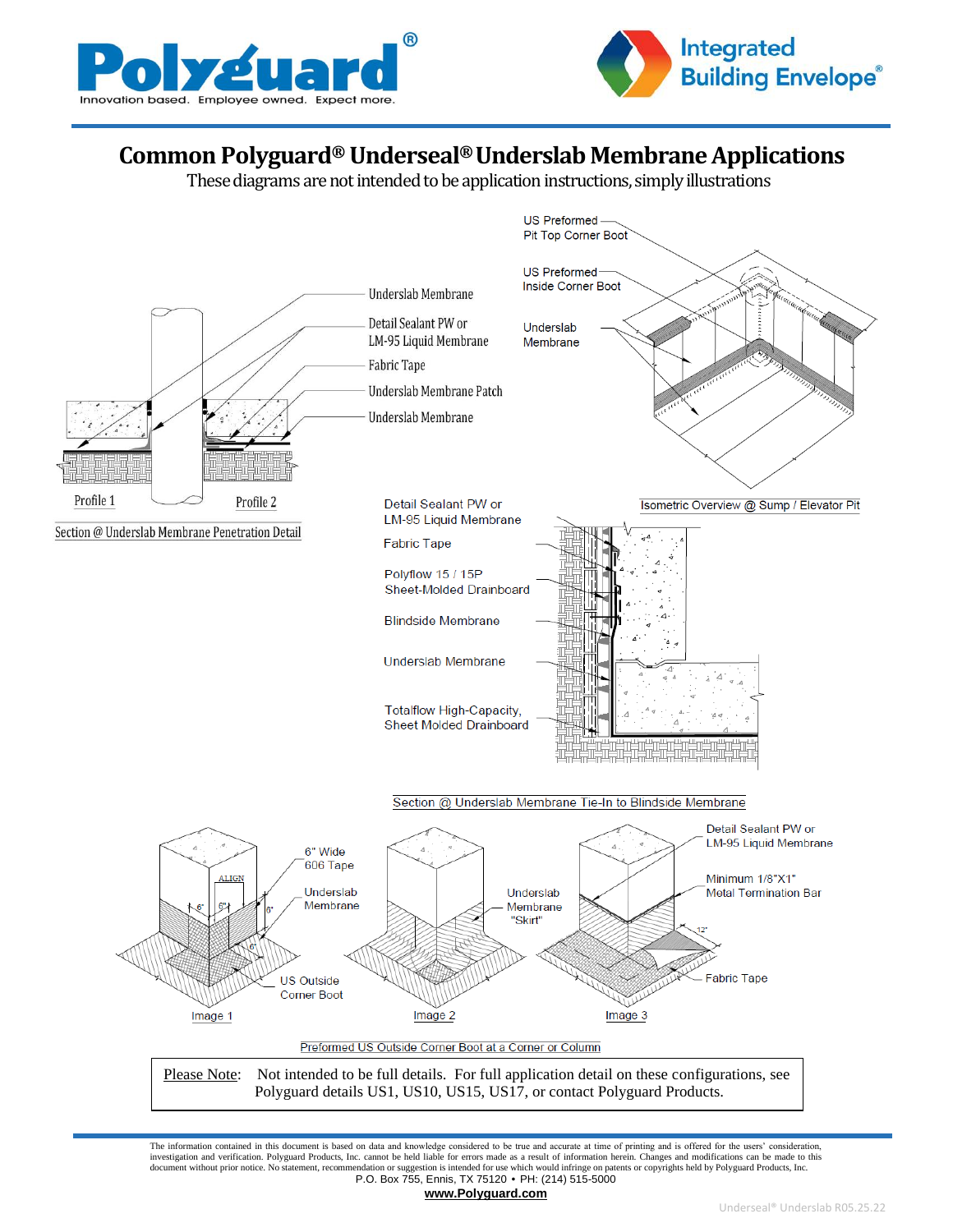# Common Polyguard® Underseal® Underslab Membrane Applications

These diagrams are not intended to be application instructions, simply illustrations

Underslab Membrane
Detail Sealant PW or LM-95 Liquid Membrane
Fabric Tape
Underslab Membrane Patch
Underslab Membrane
Profile 1
Profile 2

Section @ Underslab Membrane Penetration Detail

US Preformed Pit Top Corner Boot
US Preformed Inside Corner Boot
Underslab Membrane

Isometric Overview @ Sump / Elevator Pit

Detail Sealant PW or LM-95 Liquid Membrane
Fabric Tape
Polyflow 15 / 15P Sheet-Molded Drainboard
Blindside Membrane
Underslab Membrane
Totalflow High-Capacity, Sheet Molded Drainboard

Section @ Underslab Membrane Tie-In to Blindside Membrane

6" Wide 606 Tape
ALIGN
6"
6"
6"
6"
Underslab Membrane
US Outside Corner Boot
Image 1

Underslab Membrane "Skirt"
Image 2

Detail Sealant PW or LM-95 Liquid Membrane
Minimum 1/8"X1" Metal Termination Bar
12"
Fabric Tape
Image 3

Preformed US Outside Corner Boot at a Corner or Column

Please Note: Not intended to be full details. For full application detail on these configurations, see Polyguard details US1, US10, US15, US17, or contact Polyguard Products.

The information contained in this document is based on data and knowledge considered to be true and accurate at time of printing and is offered for the users' consideration, investigation and verification. Polyguard Products, Inc. cannot be held liable for errors made as a result of information herein. Changes and modifications can be made to this document without prior notice. No statement, recommendation or suggestion is intended for use which would infringe on patents or copyrights held by Polyguard Products, Inc.

P.O. Box 755, Ennis, TX 75120 • PH: (214) 515-5000

**www.Polyguard.com**

Underseal® Underslab R05.25.22